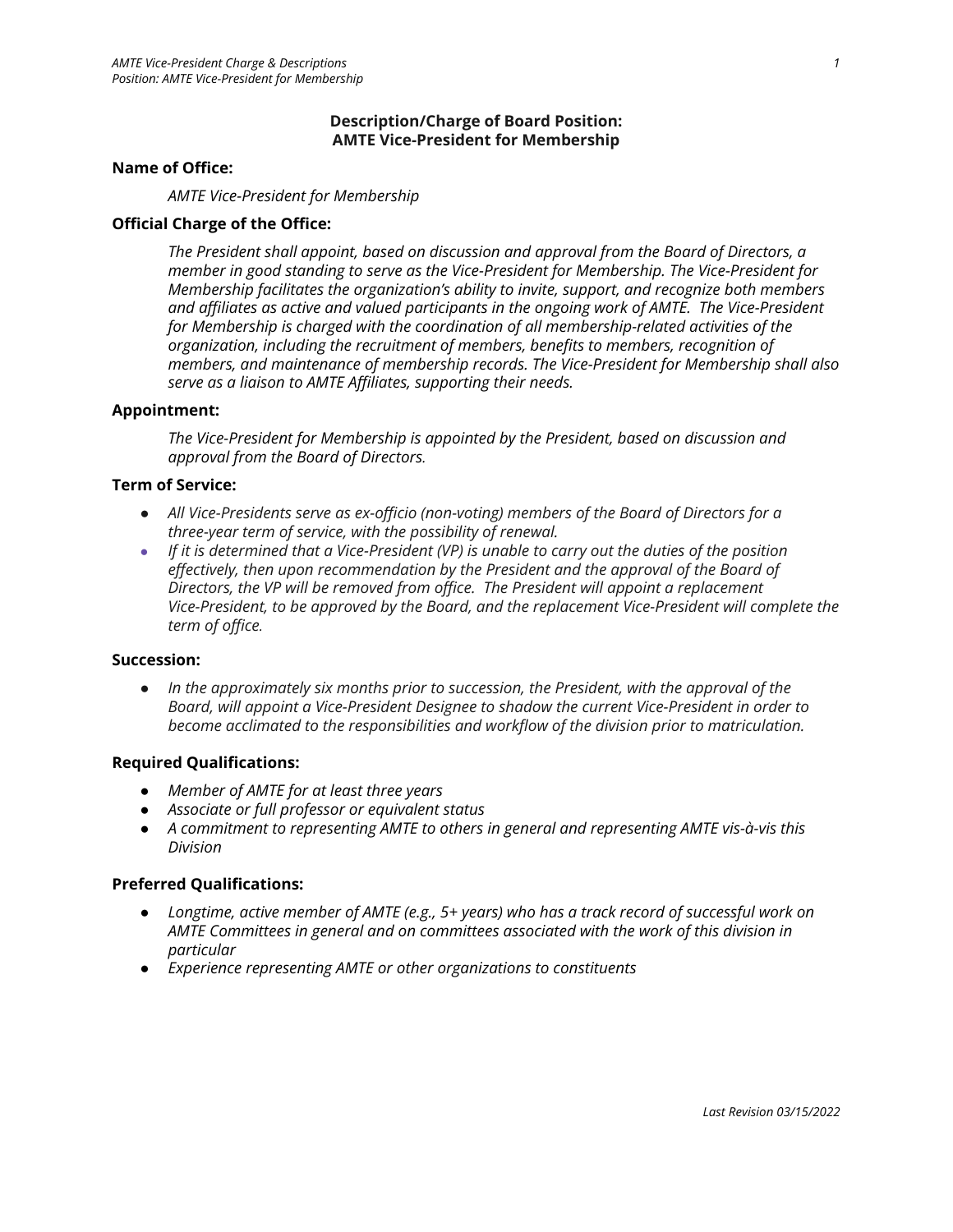# Description/Charge of Board Position: AMTE Vice-President for Membership

## Name of Office:

*AMTE Vice-President for Membership*

## Official Charge of the Office:

*The President shall appoint, based on discussion and approval from the Board of Directors, a member in good standing to serve as the Vice-President for Membership. The Vice-President for Membership facilitates the organization's ability to invite, support, and recognize both members and affiliates as active and valued participants in the ongoing work of AMTE. The Vice-President for Membership is charged with the coordination of all membership-related activities of the organization, including the recruitment of members, benefits to members, recognition of members, and maintenance of membership records. The Vice-President for Membership shall also serve as a liaison to AMTE Affiliates, supporting their needs.*

## Appointment:

*The Vice-President for Membership is appointed by the President, based on discussion and approval from the Board of Directors.*

## Term of Service:

- *All Vice-Presidents serve as ex-officio (non-voting) members of the Board of Directors for a three-year term of service, with the possibility of renewal.*
- *If it is determined that a Vice-President (VP) is unable to carry out the duties of the position effectively, then upon recommendation by the President and the approval of the Board of Directors, the VP will be removed from office. The President will appoint a replacement Vice-President, to be approved by the Board, and the replacement Vice-President will complete the term of office.*

## Succession:

- *In the approximately six months prior to succession, the President, with the approval of the Board, will appoint a Vice-President Designee to shadow the current Vice-President in order to become acclimated to the responsibilities and workflow of the division prior to matriculation.*

## Required Qualifications:

- *Member of AMTE for at least three years*
- *Associate or full professor or equivalent status*
- *A commitment to representing AMTE to others in general and representing AMTE vis-à-vis this Division*

## Preferred Qualifications:

- *Longtime, active member of AMTE (e.g., 5+ years) who has a track record of successful work on AMTE Committees in general and on committees associated with the work of this division in particular*
- *Experience representing AMTE or other organizations to constituents*

*Last Revision 03/15/2022*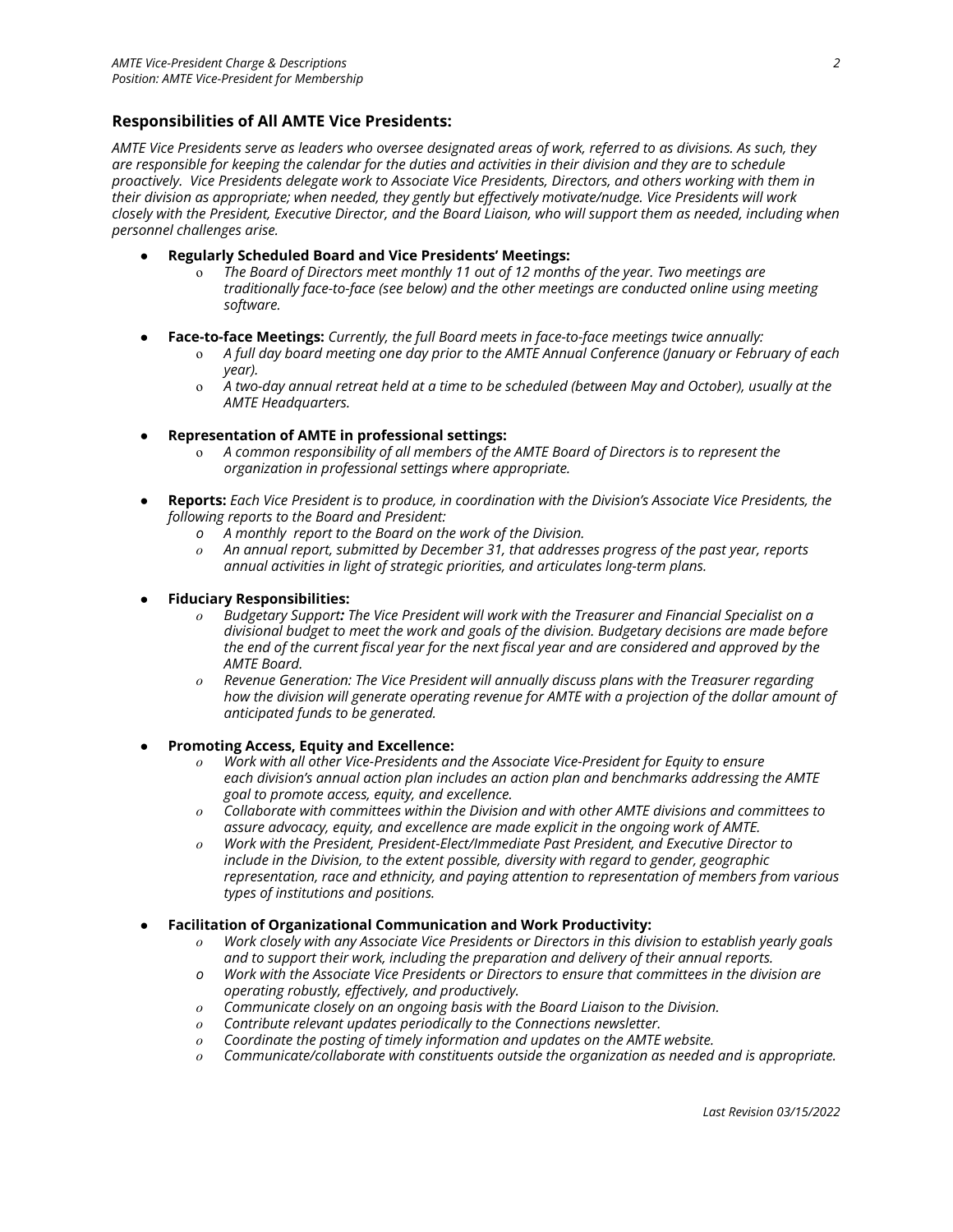## Responsibilities of All AMTE Vice Presidents:

*AMTE Vice Presidents serve as leaders who oversee designated areas of work, referred to as divisions. As such, they are responsible for keeping the calendar for the duties and activities in their division and they are to schedule proactively. Vice Presidents delegate work to Associate Vice Presidents, Directors, and others working with them in their division as appropriate; when needed, they gently but effectively motivate/nudge. Vice Presidents will work closely with the President, Executive Director, and the Board Liaison, who will support them as needed, including when personnel challenges arise.*

- **Regularly Scheduled Board and Vice Presidents' Meetings:**
  - *The Board of Directors meet monthly 11 out of 12 months of the year. Two meetings are traditionally face-to-face (see below) and the other meetings are conducted online using meeting software.*

- **Face-to-face Meetings:** *Currently, the full Board meets in face-to-face meetings twice annually:*
  - *A full day board meeting one day prior to the AMTE Annual Conference (January or February of each year).*
  - *A two-day annual retreat held at a time to be scheduled (between May and October), usually at the AMTE Headquarters.*

- **Representation of AMTE in professional settings:**
  - *A common responsibility of all members of the AMTE Board of Directors is to represent the organization in professional settings where appropriate.*

- **Reports:** *Each Vice President is to produce, in coordination with the Division's Associate Vice Presidents, the following reports to the Board and President:*
  - *A monthly report to the Board on the work of the Division.*
  - *An annual report, submitted by December 31, that addresses progress of the past year, reports annual activities in light of strategic priorities, and articulates long-term plans.*

- **Fiduciary Responsibilities:**
  - *Budgetary Support**:** The Vice President will work with the Treasurer and Financial Specialist on a divisional budget to meet the work and goals of the division. Budgetary decisions are made before the end of the current fiscal year for the next fiscal year and are considered and approved by the AMTE Board.*
  - *Revenue Generation: The Vice President will annually discuss plans with the Treasurer regarding how the division will generate operating revenue for AMTE with a projection of the dollar amount of anticipated funds to be generated.*

- **Promoting Access, Equity and Excellence:**
  - *Work with all other Vice-Presidents and the Associate Vice-President for Equity to ensure each division's annual action plan includes an action plan and benchmarks addressing the AMTE goal to promote access, equity, and excellence.*
  - *Collaborate with committees within the Division and with other AMTE divisions and committees to assure advocacy, equity, and excellence are made explicit in the ongoing work of AMTE.*
  - *Work with the President, President-Elect/Immediate Past President, and Executive Director to include in the Division, to the extent possible, diversity with regard to gender, geographic representation, race and ethnicity, and paying attention to representation of members from various types of institutions and positions.*

- **Facilitation of Organizational Communication and Work Productivity:**
  - *Work closely with any Associate Vice Presidents or Directors in this division to establish yearly goals and to support their work, including the preparation and delivery of their annual reports.*
  - *Work with the Associate Vice Presidents or Directors to ensure that committees in the division are operating robustly, effectively, and productively.*
  - *Communicate closely on an ongoing basis with the Board Liaison to the Division.*
  - *Contribute relevant updates periodically to the Connections newsletter.*
  - *Coordinate the posting of timely information and updates on the AMTE website.*
  - *Communicate/collaborate with constituents outside the organization as needed and is appropriate.*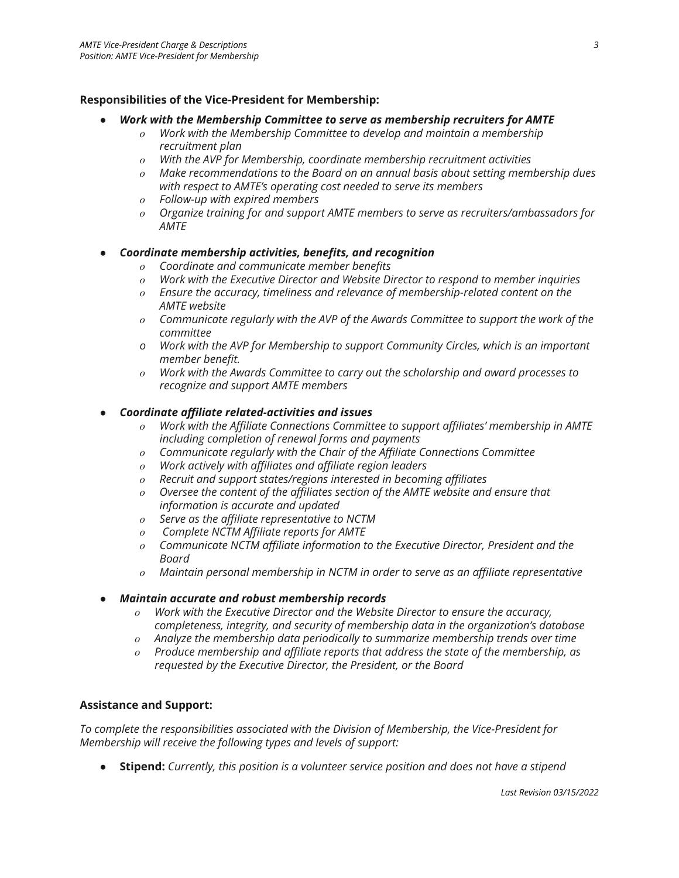**Responsibilities of the Vice-President for Membership:**

- ***Work with the Membership Committee to serve as membership recruiters for AMTE***
  - *Work with the Membership Committee to develop and maintain a membership recruitment plan*
  - *With the AVP for Membership, coordinate membership recruitment activities*
  - *Make recommendations to the Board on an annual basis about setting membership dues with respect to AMTE's operating cost needed to serve its members*
  - *Follow-up with expired members*
  - *Organize training for and support AMTE members to serve as recruiters/ambassadors for AMTE*

- ***Coordinate membership activities, benefits, and recognition***
  - *Coordinate and communicate member benefits*
  - *Work with the Executive Director and Website Director to respond to member inquiries*
  - *Ensure the accuracy, timeliness and relevance of membership-related content on the AMTE website*
  - *Communicate regularly with the AVP of the Awards Committee to support the work of the committee*
  - *Work with the AVP for Membership to support Community Circles, which is an important member benefit.*
  - *Work with the Awards Committee to carry out the scholarship and award processes to recognize and support AMTE members*

- ***Coordinate affiliate related-activities and issues***
  - *Work with the Affiliate Connections Committee to support affiliates' membership in AMTE including completion of renewal forms and payments*
  - *Communicate regularly with the Chair of the Affiliate Connections Committee*
  - *Work actively with affiliates and affiliate region leaders*
  - *Recruit and support states/regions interested in becoming affiliates*
  - *Oversee the content of the affiliates section of the AMTE website and ensure that information is accurate and updated*
  - *Serve as the affiliate representative to NCTM*
  - *Complete NCTM Affiliate reports for AMTE*
  - *Communicate NCTM affiliate information to the Executive Director, President and the Board*
  - *Maintain personal membership in NCTM in order to serve as an affiliate representative*

- ***Maintain accurate and robust membership records***
  - *Work with the Executive Director and the Website Director to ensure the accuracy, completeness, integrity, and security of membership data in the organization's database*
  - *Analyze the membership data periodically to summarize membership trends over time*
  - *Produce membership and affiliate reports that address the state of the membership, as requested by the Executive Director, the President, or the Board*

**Assistance and Support:**

*To complete the responsibilities associated with the Division of Membership, the Vice-President for Membership will receive the following types and levels of support:*

- **Stipend:** *Currently, this position is a volunteer service position and does not have a stipend*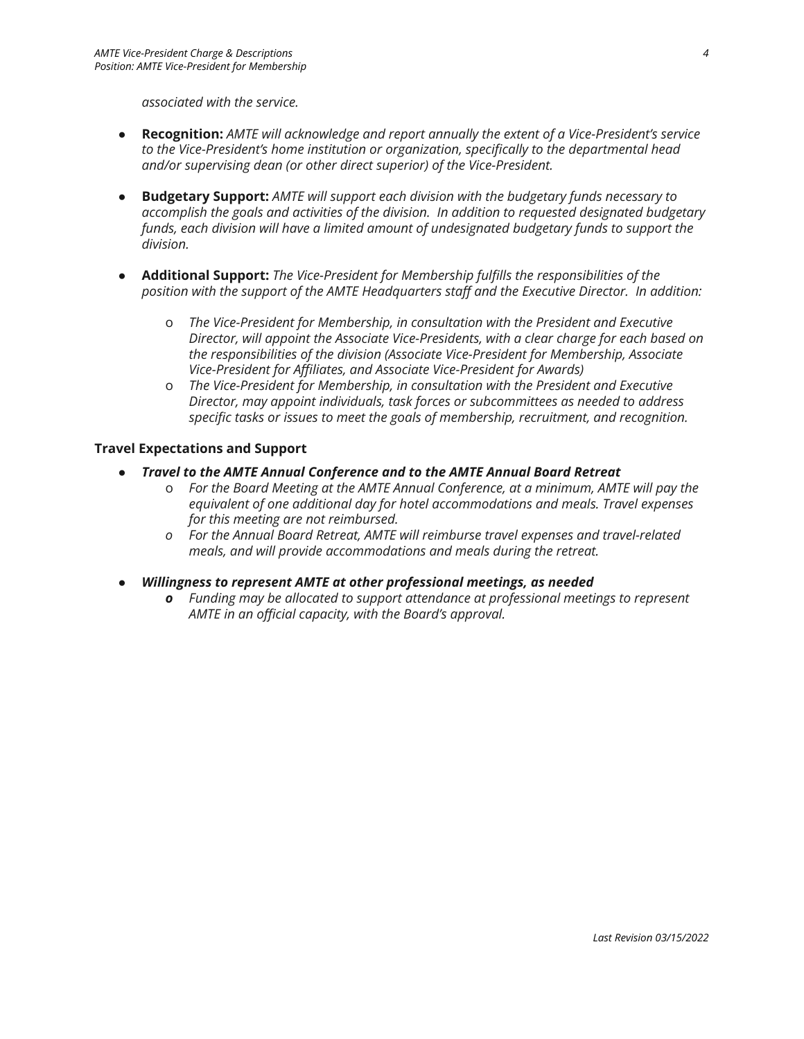*associated with the service.*

- **Recognition:** *AMTE will acknowledge and report annually the extent of a Vice-President's service to the Vice-President's home institution or organization, specifically to the departmental head and/or supervising dean (or other direct superior) of the Vice-President.*

- **Budgetary Support:** *AMTE will support each division with the budgetary funds necessary to accomplish the goals and activities of the division. In addition to requested designated budgetary funds, each division will have a limited amount of undesignated budgetary funds to support the division.*

- **Additional Support:** *The Vice-President for Membership fulfills the responsibilities of the position with the support of the AMTE Headquarters staff and the Executive Director. In addition:*
  - *The Vice-President for Membership, in consultation with the President and Executive Director, will appoint the Associate Vice-Presidents, with a clear charge for each based on the responsibilities of the division (Associate Vice-President for Membership, Associate Vice-President for Affiliates, and Associate Vice-President for Awards)*
  - *The Vice-President for Membership, in consultation with the President and Executive Director, may appoint individuals, task forces or subcommittees as needed to address specific tasks or issues to meet the goals of membership, recruitment, and recognition.*

**Travel Expectations and Support**

- ***Travel to the AMTE Annual Conference and to the AMTE Annual Board Retreat***
  - *For the Board Meeting at the AMTE Annual Conference, at a minimum, AMTE will pay the equivalent of one additional day for hotel accommodations and meals. Travel expenses for this meeting are not reimbursed.*
  - *For the Annual Board Retreat, AMTE will reimburse travel expenses and travel-related meals, and will provide accommodations and meals during the retreat.*

- ***Willingness to represent AMTE at other professional meetings, as needed***
  - *Funding may be allocated to support attendance at professional meetings to represent AMTE in an official capacity, with the Board's approval.*

*Last Revision 03/15/2022*